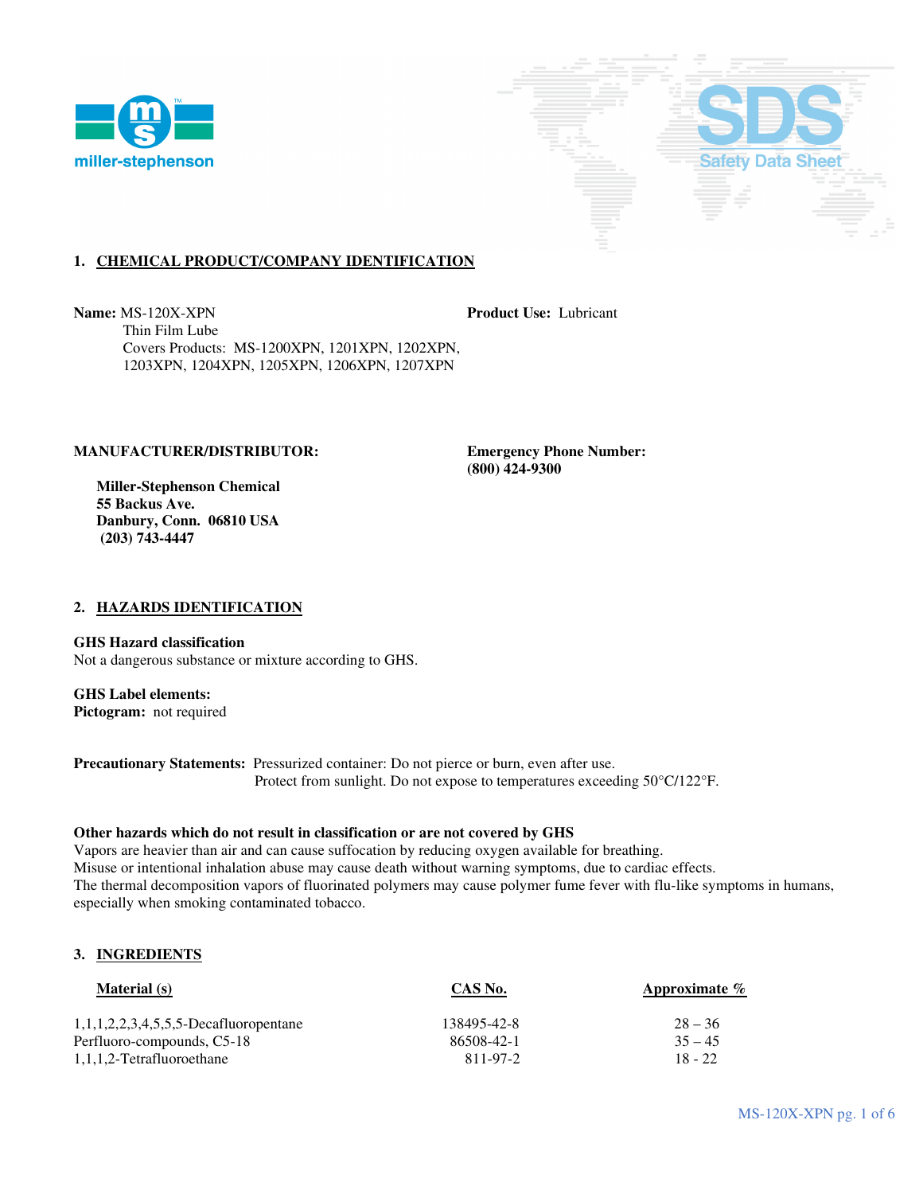miller-stephenson

SDS Safety Data Sheet

## 1. CHEMICAL PRODUCT/COMPANY IDENTIFICATION

**Name:** MS-120X-XPN
Thin Film Lube
Covers Products: MS-1200XPN, 1201XPN, 1202XPN, 1203XPN, 1204XPN, 1205XPN, 1206XPN, 1207XPN

**Product Use:** Lubricant

**MANUFACTURER/DISTRIBUTOR:**

**Miller-Stephenson Chemical**
**55 Backus Ave.**
**Danbury, Conn. 06810 USA**
**(203) 743-4447**

**Emergency Phone Number:**
**(800) 424-9300**

## 2. HAZARDS IDENTIFICATION

**GHS Hazard classification**
Not a dangerous substance or mixture according to GHS.

**GHS Label elements:**
**Pictogram:** not required

**Precautionary Statements:** Pressurized container: Do not pierce or burn, even after use.
Protect from sunlight. Do not expose to temperatures exceeding 50°C/122°F.

**Other hazards which do not result in classification or are not covered by GHS**
Vapors are heavier than air and can cause suffocation by reducing oxygen available for breathing.
Misuse or intentional inhalation abuse may cause death without warning symptoms, due to cardiac effects.
The thermal decomposition vapors of fluorinated polymers may cause polymer fume fever with flu-like symptoms in humans, especially when smoking contaminated tobacco.

## 3. INGREDIENTS

| Material (s) | CAS No. | Approximate % |
|---|---|---|
| 1,1,1,2,2,3,4,5,5,5-Decafluoropentane | 138495-42-8 | 28 – 36 |
| Perfluoro-compounds, C5-18 | 86508-42-1 | 35 – 45 |
| 1,1,1,2-Tetrafluoroethane | 811-97-2 | 18 - 22 |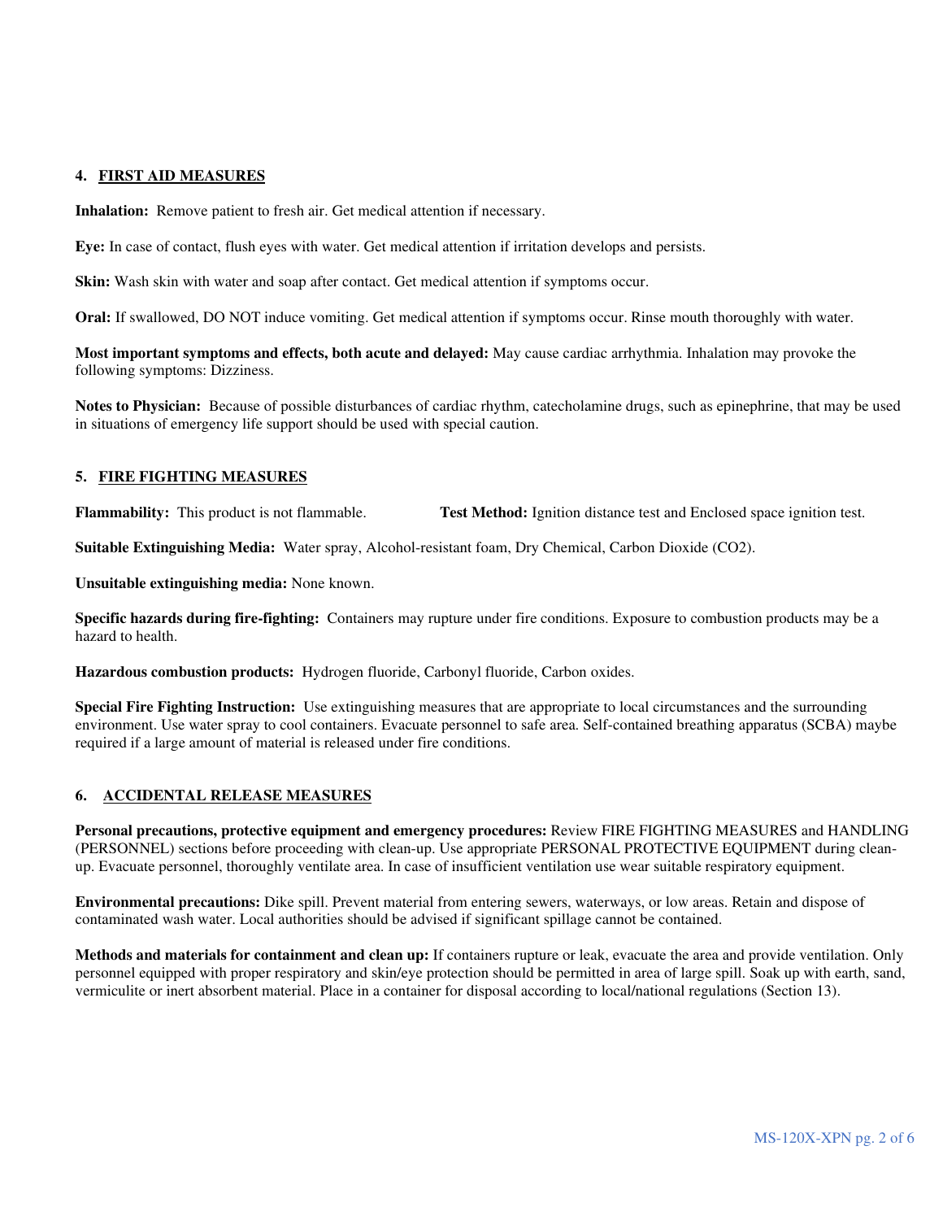## 4. FIRST AID MEASURES

**Inhalation:** Remove patient to fresh air. Get medical attention if necessary.

**Eye:** In case of contact, flush eyes with water. Get medical attention if irritation develops and persists.

**Skin:** Wash skin with water and soap after contact. Get medical attention if symptoms occur.

**Oral:** If swallowed, DO NOT induce vomiting. Get medical attention if symptoms occur. Rinse mouth thoroughly with water.

**Most important symptoms and effects, both acute and delayed:** May cause cardiac arrhythmia. Inhalation may provoke the following symptoms: Dizziness.

**Notes to Physician:** Because of possible disturbances of cardiac rhythm, catecholamine drugs, such as epinephrine, that may be used in situations of emergency life support should be used with special caution.

## 5. FIRE FIGHTING MEASURES

**Flammability:** This product is not flammable. **Test Method:** Ignition distance test and Enclosed space ignition test.

**Suitable Extinguishing Media:** Water spray, Alcohol-resistant foam, Dry Chemical, Carbon Dioxide ($CO_2$).

**Unsuitable extinguishing media:** None known.

**Specific hazards during fire-fighting:** Containers may rupture under fire conditions. Exposure to combustion products may be a hazard to health.

**Hazardous combustion products:** Hydrogen fluoride, Carbonyl fluoride, Carbon oxides.

**Special Fire Fighting Instruction:** Use extinguishing measures that are appropriate to local circumstances and the surrounding environment. Use water spray to cool containers. Evacuate personnel to safe area. Self-contained breathing apparatus (SCBA) maybe required if a large amount of material is released under fire conditions.

## 6. ACCIDENTAL RELEASE MEASURES

**Personal precautions, protective equipment and emergency procedures:** Review FIRE FIGHTING MEASURES and HANDLING (PERSONNEL) sections before proceeding with clean-up. Use appropriate PERSONAL PROTECTIVE EQUIPMENT during clean-up. Evacuate personnel, thoroughly ventilate area. In case of insufficient ventilation use wear suitable respiratory equipment.

**Environmental precautions:** Dike spill. Prevent material from entering sewers, waterways, or low areas. Retain and dispose of contaminated wash water. Local authorities should be advised if significant spillage cannot be contained.

**Methods and materials for containment and clean up:** If containers rupture or leak, evacuate the area and provide ventilation. Only personnel equipped with proper respiratory and skin/eye protection should be permitted in area of large spill. Soak up with earth, sand, vermiculite or inert absorbent material. Place in a container for disposal according to local/national regulations (Section 13).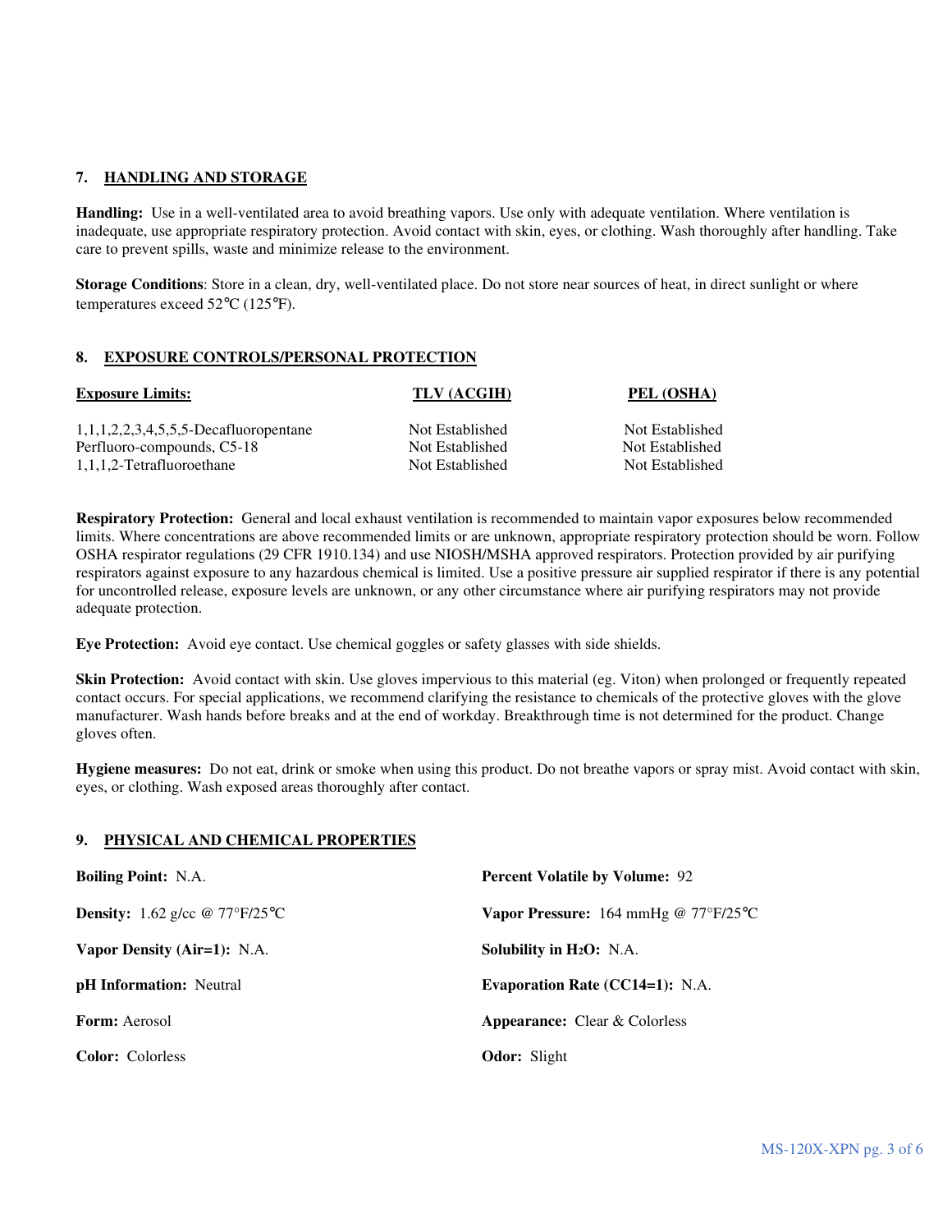## 7. HANDLING AND STORAGE

**Handling:** Use in a well-ventilated area to avoid breathing vapors. Use only with adequate ventilation. Where ventilation is inadequate, use appropriate respiratory protection. Avoid contact with skin, eyes, or clothing. Wash thoroughly after handling. Take care to prevent spills, waste and minimize release to the environment.

**Storage Conditions**: Store in a clean, dry, well-ventilated place. Do not store near sources of heat, in direct sunlight or where temperatures exceed 52°C (125°F).

## 8. EXPOSURE CONTROLS/PERSONAL PROTECTION

| Exposure Limits: | TLV (ACGIH) | PEL (OSHA) |
|---|---|---|
| 1,1,1,2,2,3,4,5,5,5-Decafluoropentane | Not Established | Not Established |
| Perfluoro-compounds, C5-18 | Not Established | Not Established |
| 1,1,1,2-Tetrafluoroethane | Not Established | Not Established |

**Respiratory Protection:** General and local exhaust ventilation is recommended to maintain vapor exposures below recommended limits. Where concentrations are above recommended limits or are unknown, appropriate respiratory protection should be worn. Follow OSHA respirator regulations (29 CFR 1910.134) and use NIOSH/MSHA approved respirators. Protection provided by air purifying respirators against exposure to any hazardous chemical is limited. Use a positive pressure air supplied respirator if there is any potential for uncontrolled release, exposure levels are unknown, or any other circumstance where air purifying respirators may not provide adequate protection.

**Eye Protection:** Avoid eye contact. Use chemical goggles or safety glasses with side shields.

**Skin Protection:** Avoid contact with skin. Use gloves impervious to this material (eg. Viton) when prolonged or frequently repeated contact occurs. For special applications, we recommend clarifying the resistance to chemicals of the protective gloves with the glove manufacturer. Wash hands before breaks and at the end of workday. Breakthrough time is not determined for the product. Change gloves often.

**Hygiene measures:** Do not eat, drink or smoke when using this product. Do not breathe vapors or spray mist. Avoid contact with skin, eyes, or clothing. Wash exposed areas thoroughly after contact.

## 9. PHYSICAL AND CHEMICAL PROPERTIES

**Boiling Point:** N.A.

**Density:** 1.62 g/cc @ 77°F/25°C

**Vapor Density (Air=1):** N.A.

**pH Information:** Neutral

**Form:** Aerosol

**Color:** Colorless

**Percent Volatile by Volume:** 92

**Vapor Pressure:** 164 mmHg @ 77°F/25°C

**Solubility in $H_2O$:** N.A.

**Evaporation Rate (CC14=1):** N.A.

**Appearance:** Clear & Colorless

**Odor:** Slight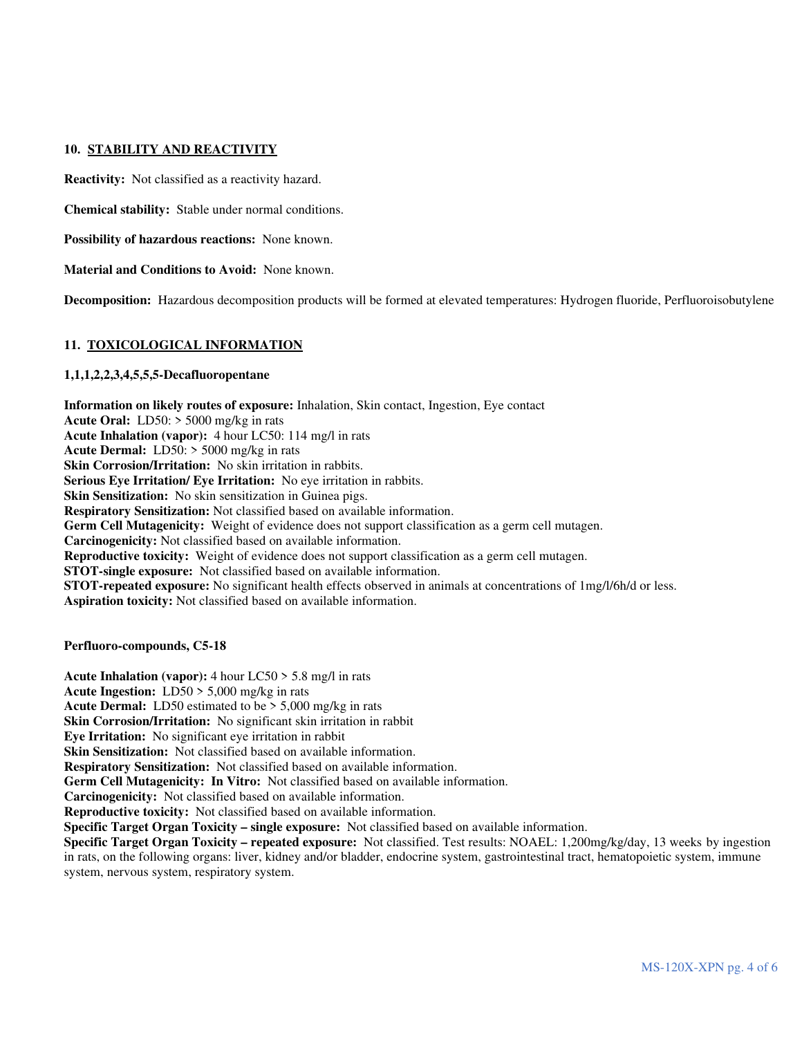## 10. STABILITY AND REACTIVITY

**Reactivity:** Not classified as a reactivity hazard.

**Chemical stability:** Stable under normal conditions.

**Possibility of hazardous reactions:** None known.

**Material and Conditions to Avoid:** None known.

**Decomposition:** Hazardous decomposition products will be formed at elevated temperatures: Hydrogen fluoride, Perfluoroisobutylene

## 11. TOXICOLOGICAL INFORMATION

### 1,1,1,2,2,3,4,5,5,5-Decafluoropentane

**Information on likely routes of exposure:** Inhalation, Skin contact, Ingestion, Eye contact
**Acute Oral:** LD50: > 5000 mg/kg in rats
**Acute Inhalation (vapor):** 4 hour LC50: 114 mg/l in rats
**Acute Dermal:** LD50: > 5000 mg/kg in rats
**Skin Corrosion/Irritation:** No skin irritation in rabbits.
**Serious Eye Irritation/ Eye Irritation:** No eye irritation in rabbits.
**Skin Sensitization:** No skin sensitization in Guinea pigs.
**Respiratory Sensitization:** Not classified based on available information.
**Germ Cell Mutagenicity:** Weight of evidence does not support classification as a germ cell mutagen.
**Carcinogenicity:** Not classified based on available information.
**Reproductive toxicity:** Weight of evidence does not support classification as a germ cell mutagen.
**STOT-single exposure:** Not classified based on available information.
**STOT-repeated exposure:** No significant health effects observed in animals at concentrations of 1mg/l/6h/d or less.
**Aspiration toxicity:** Not classified based on available information.

### Perfluoro-compounds, C5-18

**Acute Inhalation (vapor):** 4 hour LC50 > 5.8 mg/l in rats
**Acute Ingestion:** LD50 > 5,000 mg/kg in rats
**Acute Dermal:** LD50 estimated to be > 5,000 mg/kg in rats
**Skin Corrosion/Irritation:** No significant skin irritation in rabbit
**Eye Irritation:** No significant eye irritation in rabbit
**Skin Sensitization:** Not classified based on available information.
**Respiratory Sensitization:** Not classified based on available information.
**Germ Cell Mutagenicity: In Vitro:** Not classified based on available information.
**Carcinogenicity:** Not classified based on available information.
**Reproductive toxicity:** Not classified based on available information.
**Specific Target Organ Toxicity – single exposure:** Not classified based on available information.
**Specific Target Organ Toxicity – repeated exposure:** Not classified. Test results: NOAEL: 1,200mg/kg/day, 13 weeks by ingestion in rats, on the following organs: liver, kidney and/or bladder, endocrine system, gastrointestinal tract, hematopoietic system, immune system, nervous system, respiratory system.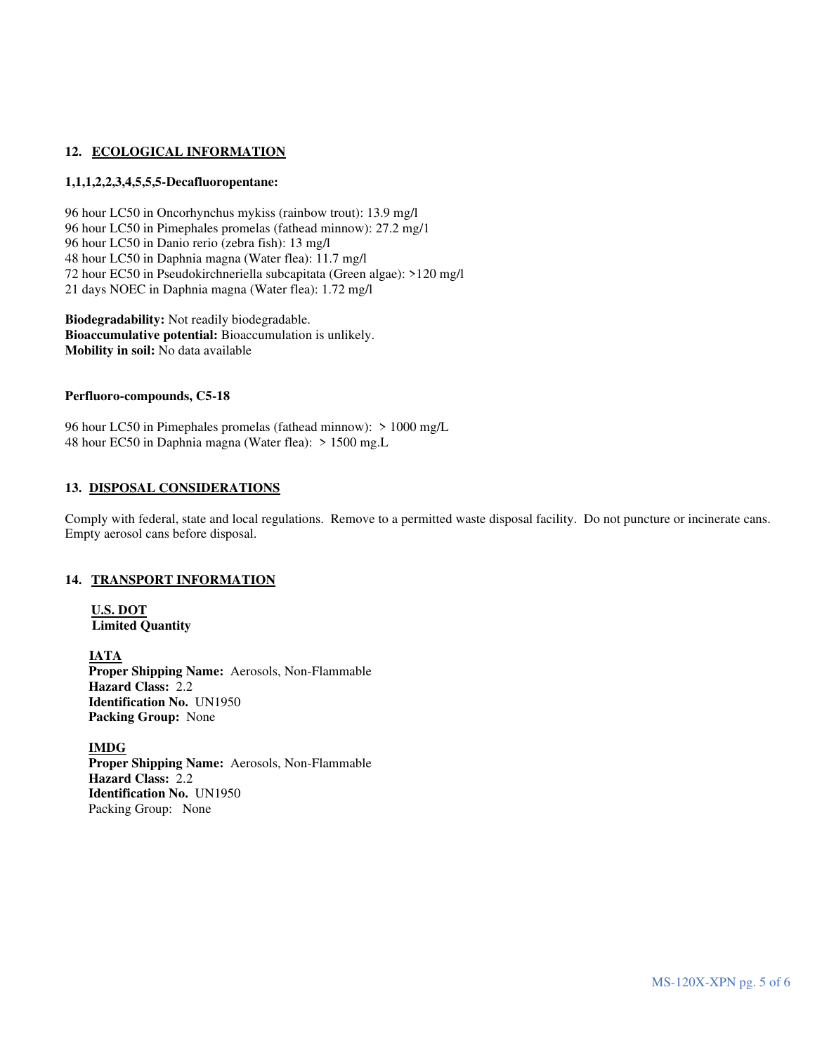## 12. ECOLOGICAL INFORMATION

**1,1,1,2,2,3,4,5,5,5-Decafluoropentane:**

96 hour LC50 in Oncorhynchus mykiss (rainbow trout): 13.9 mg/l
96 hour LC50 in Pimephales promelas (fathead minnow): 27.2 mg/1
96 hour LC50 in Danio rerio (zebra fish): 13 mg/l
48 hour LC50 in Daphnia magna (Water flea): 11.7 mg/l
72 hour EC50 in Pseudokirchneriella subcapitata (Green algae): >120 mg/l
21 days NOEC in Daphnia magna (Water flea): 1.72 mg/l

**Biodegradability:** Not readily biodegradable.
**Bioaccumulative potential:** Bioaccumulation is unlikely.
**Mobility in soil:** No data available

**Perfluoro-compounds, C5-18**

96 hour LC50 in Pimephales promelas (fathead minnow): > 1000 mg/L
48 hour EC50 in Daphnia magna (Water flea): > 1500 mg.L

## 13. DISPOSAL CONSIDERATIONS

Comply with federal, state and local regulations. Remove to a permitted waste disposal facility. Do not puncture or incinerate cans. Empty aerosol cans before disposal.

## 14. TRANSPORT INFORMATION

**U.S. DOT**
**Limited Quantity**

**IATA**
**Proper Shipping Name:** Aerosols, Non-Flammable
**Hazard Class:** 2.2
**Identification No.** UN1950
**Packing Group:** None

**IMDG**
**Proper Shipping Name:** Aerosols, Non-Flammable
**Hazard Class:** 2.2
**Identification No.** UN1950
Packing Group: None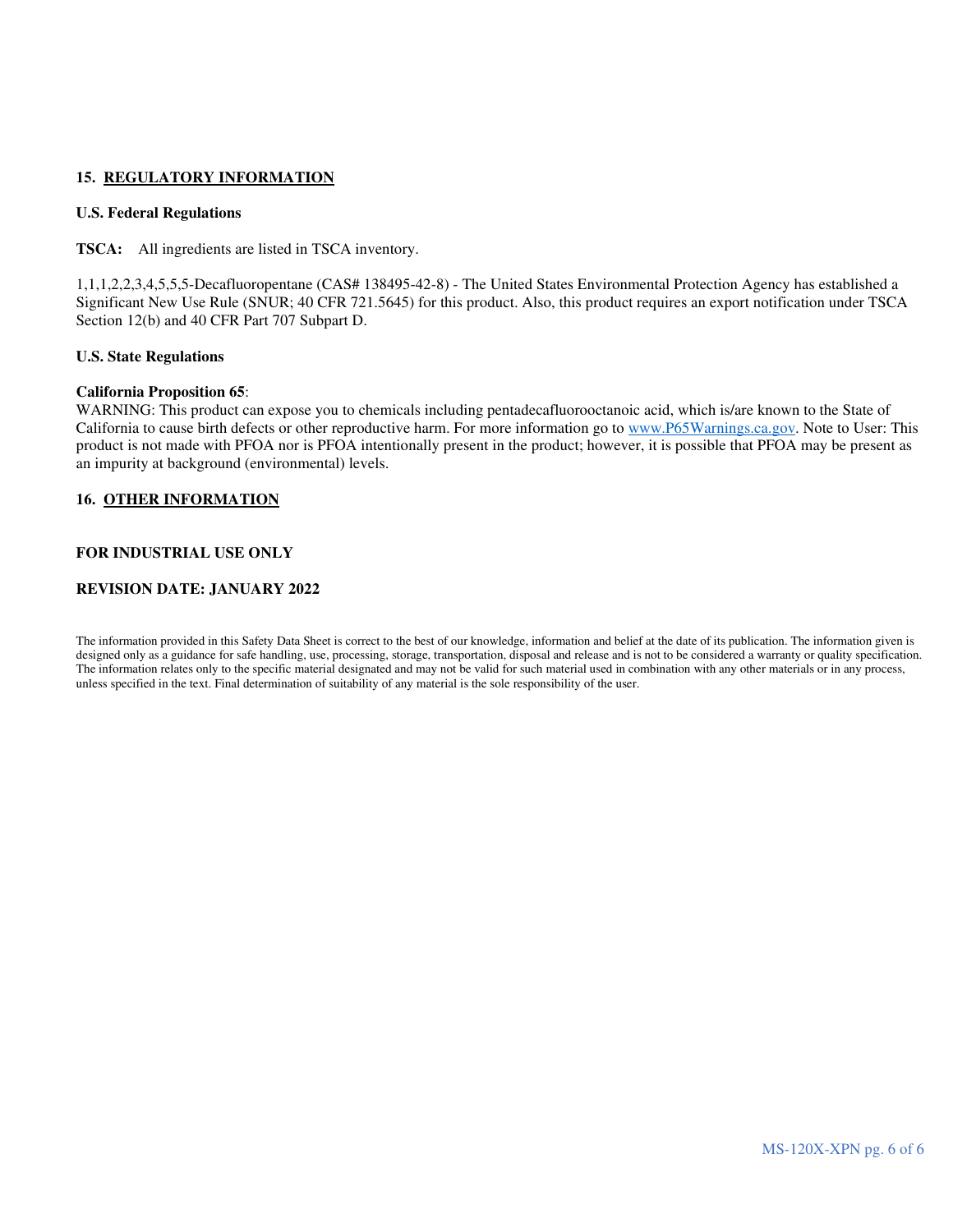## 15. REGULATORY INFORMATION

### U.S. Federal Regulations

**TSCA:** All ingredients are listed in TSCA inventory.

1,1,1,2,2,3,4,5,5,5-Decafluoropentane (CAS# 138495-42-8) - The United States Environmental Protection Agency has established a Significant New Use Rule (SNUR; 40 CFR 721.5645) for this product. Also, this product requires an export notification under TSCA Section 12(b) and 40 CFR Part 707 Subpart D.

### U.S. State Regulations

**California Proposition 65**:
WARNING: This product can expose you to chemicals including pentadecafluorooctanoic acid, which is/are known to the State of California to cause birth defects or other reproductive harm. For more information go to www.P65Warnings.ca.gov. Note to User: This product is not made with PFOA nor is PFOA intentionally present in the product; however, it is possible that PFOA may be present as an impurity at background (environmental) levels.

## 16. OTHER INFORMATION

**FOR INDUSTRIAL USE ONLY**

**REVISION DATE: JANUARY 2022**

The information provided in this Safety Data Sheet is correct to the best of our knowledge, information and belief at the date of its publication. The information given is designed only as a guidance for safe handling, use, processing, storage, transportation, disposal and release and is not to be considered a warranty or quality specification. The information relates only to the specific material designated and may not be valid for such material used in combination with any other materials or in any process, unless specified in the text. Final determination of suitability of any material is the sole responsibility of the user.